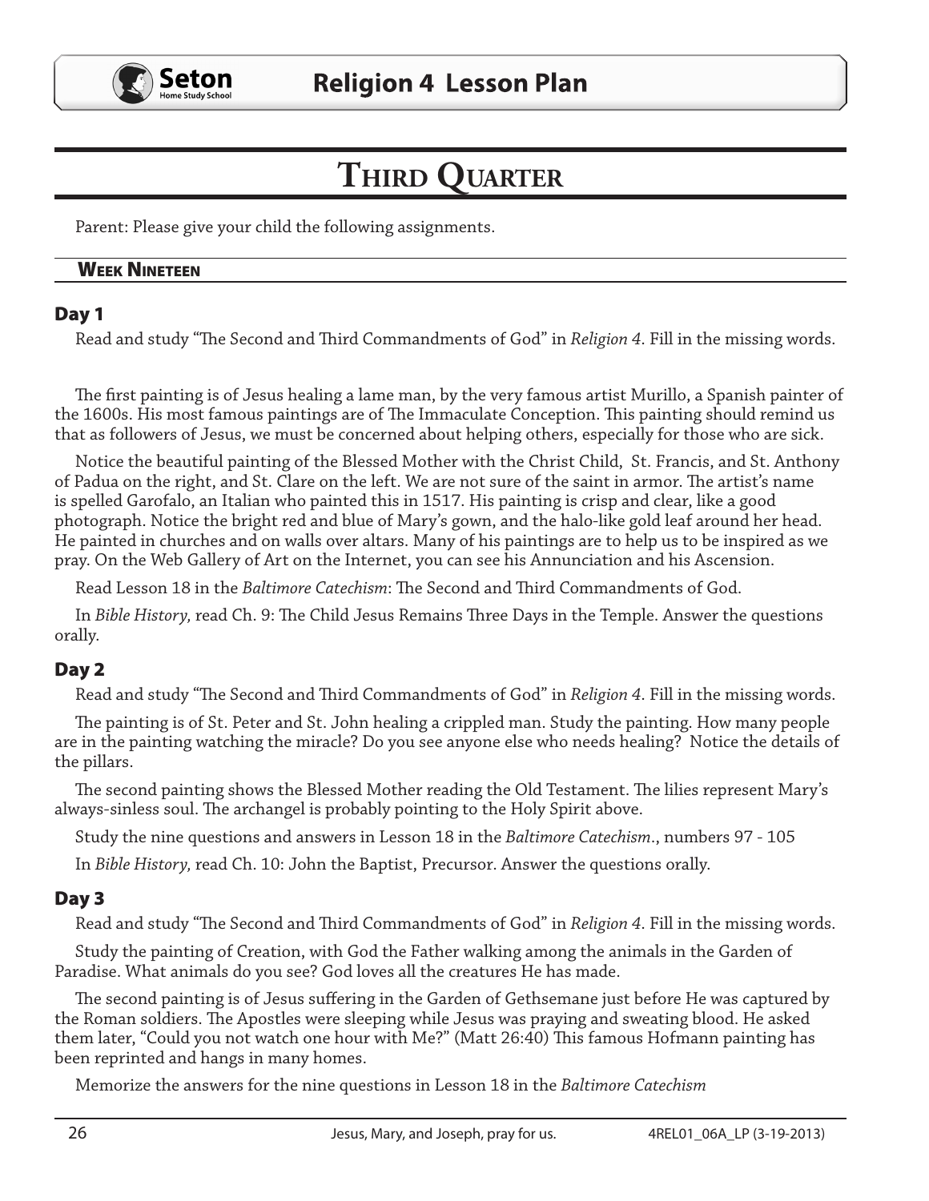# Third Quarter

Parent: Please give your child the following assignments.

## Week Nineteen

### Day 1

Read and study "The Second and Third Commandments of God" in *Religion 4*. Fill in the missing words.

The first painting is of Jesus healing a lame man, by the very famous artist Murillo, a Spanish painter of the 1600s. His most famous paintings are of The Immaculate Conception. This painting should remind us that as followers of Jesus, we must be concerned about helping others, especially for those who are sick.

Notice the beautiful painting of the Blessed Mother with the Christ Child, St. Francis, and St. Anthony of Padua on the right, and St. Clare on the left. We are not sure of the saint in armor. The artist's name is spelled Garofalo, an Italian who painted this in 1517. His painting is crisp and clear, like a good photograph. Notice the bright red and blue of Mary's gown, and the halo-like gold leaf around her head. He painted in churches and on walls over altars. Many of his paintings are to help us to be inspired as we pray. On the Web Gallery of Art on the Internet, you can see his Annunciation and his Ascension.

Read Lesson 18 in the *Baltimore Catechism*: The Second and Third Commandments of God.

In *Bible History,* read Ch. 9: The Child Jesus Remains Three Days in the Temple. Answer the questions orally.

### Day 2

Read and study "The Second and Third Commandments of God" in *Religion 4*. Fill in the missing words.

The painting is of St. Peter and St. John healing a crippled man. Study the painting. How many people are in the painting watching the miracle? Do you see anyone else who needs healing? Notice the details of the pillars.

The second painting shows the Blessed Mother reading the Old Testament. The lilies represent Mary's always-sinless soul. The archangel is probably pointing to the Holy Spirit above.

Study the nine questions and answers in Lesson 18 in the *Baltimore Catechism*., numbers 97 - 105

In *Bible History,* read Ch. 10: John the Baptist, Precursor. Answer the questions orally.

### Day 3

Read and study "The Second and Third Commandments of God" in *Religion 4*. Fill in the missing words.

Study the painting of Creation, with God the Father walking among the animals in the Garden of Paradise. What animals do you see? God loves all the creatures He has made.

The second painting is of Jesus suffering in the Garden of Gethsemane just before He was captured by the Roman soldiers. The Apostles were sleeping while Jesus was praying and sweating blood. He asked them later, "Could you not watch one hour with Me?" (Matt 26:40) This famous Hofmann painting has been reprinted and hangs in many homes.

Memorize the answers for the nine questions in Lesson 18 in the *Baltimore Catechism*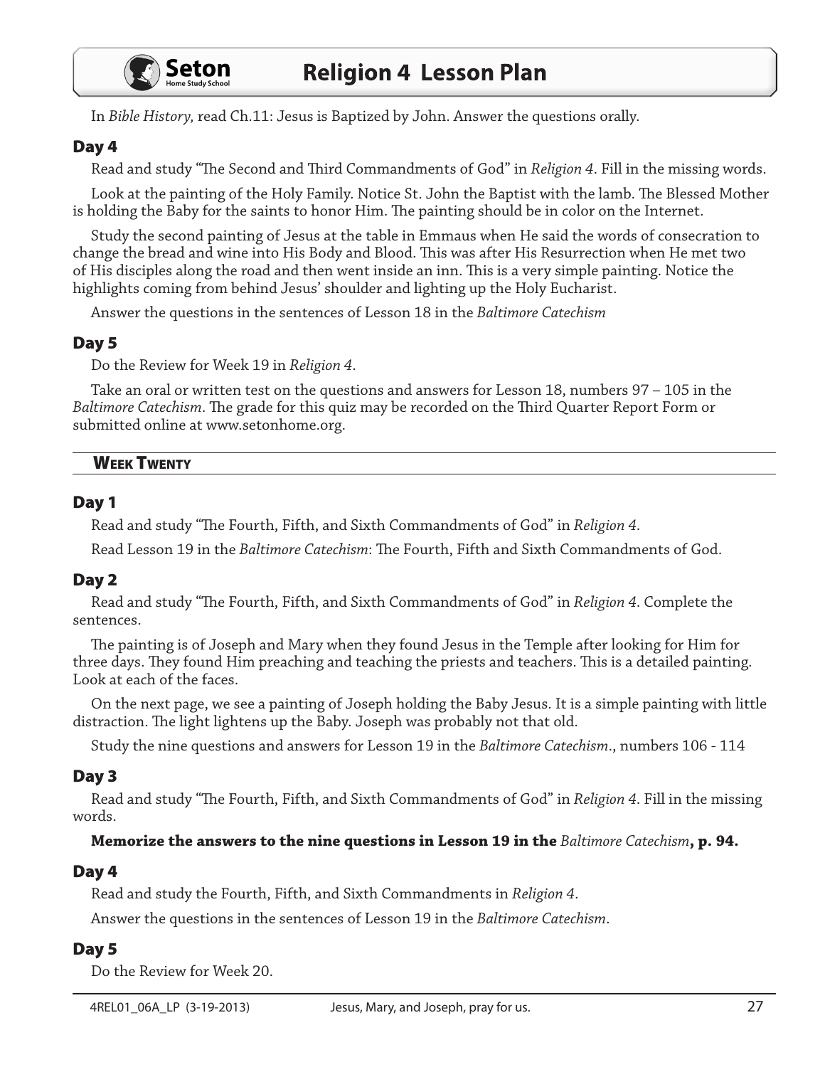In *Bible History,* read Ch.11: Jesus is Baptized by John. Answer the questions orally.

### Day 4

Read and study "The Second and Third Commandments of God" in *Religion 4*. Fill in the missing words.

Look at the painting of the Holy Family. Notice St. John the Baptist with the lamb. The Blessed Mother is holding the Baby for the saints to honor Him. The painting should be in color on the Internet.

Study the second painting of Jesus at the table in Emmaus when He said the words of consecration to change the bread and wine into His Body and Blood. This was after His Resurrection when He met two of His disciples along the road and then went inside an inn. This is a very simple painting. Notice the highlights coming from behind Jesus' shoulder and lighting up the Holy Eucharist.

Answer the questions in the sentences of Lesson 18 in the *Baltimore Catechism*

### Day 5

Do the Review for Week 19 in *Religion 4*.

Take an oral or written test on the questions and answers for Lesson 18, numbers 97 – 105 in the *Baltimore Catechism*. The grade for this quiz may be recorded on the Third Quarter Report Form or submitted online at www.setonhome.org.

## Week Twenty

### Day 1

Read and study "The Fourth, Fifth, and Sixth Commandments of God" in *Religion 4*.

Read Lesson 19 in the *Baltimore Catechism*: The Fourth, Fifth and Sixth Commandments of God.

### Day 2

Read and study "The Fourth, Fifth, and Sixth Commandments of God" in *Religion 4*. Complete the sentences.

The painting is of Joseph and Mary when they found Jesus in the Temple after looking for Him for three days. They found Him preaching and teaching the priests and teachers. This is a detailed painting. Look at each of the faces.

On the next page, we see a painting of Joseph holding the Baby Jesus. It is a simple painting with little distraction. The light lightens up the Baby. Joseph was probably not that old.

Study the nine questions and answers for Lesson 19 in the *Baltimore Catechism*., numbers 106 - 114

### Day 3

Read and study "The Fourth, Fifth, and Sixth Commandments of God" in *Religion 4*. Fill in the missing words.

**Memorize the answers to the nine questions in Lesson 19 in the *Baltimore Catechism*, p. 94.**

### Day 4

Read and study the Fourth, Fifth, and Sixth Commandments in *Religion 4*.

Answer the questions in the sentences of Lesson 19 in the *Baltimore Catechism*.

### Day 5

Do the Review for Week 20.